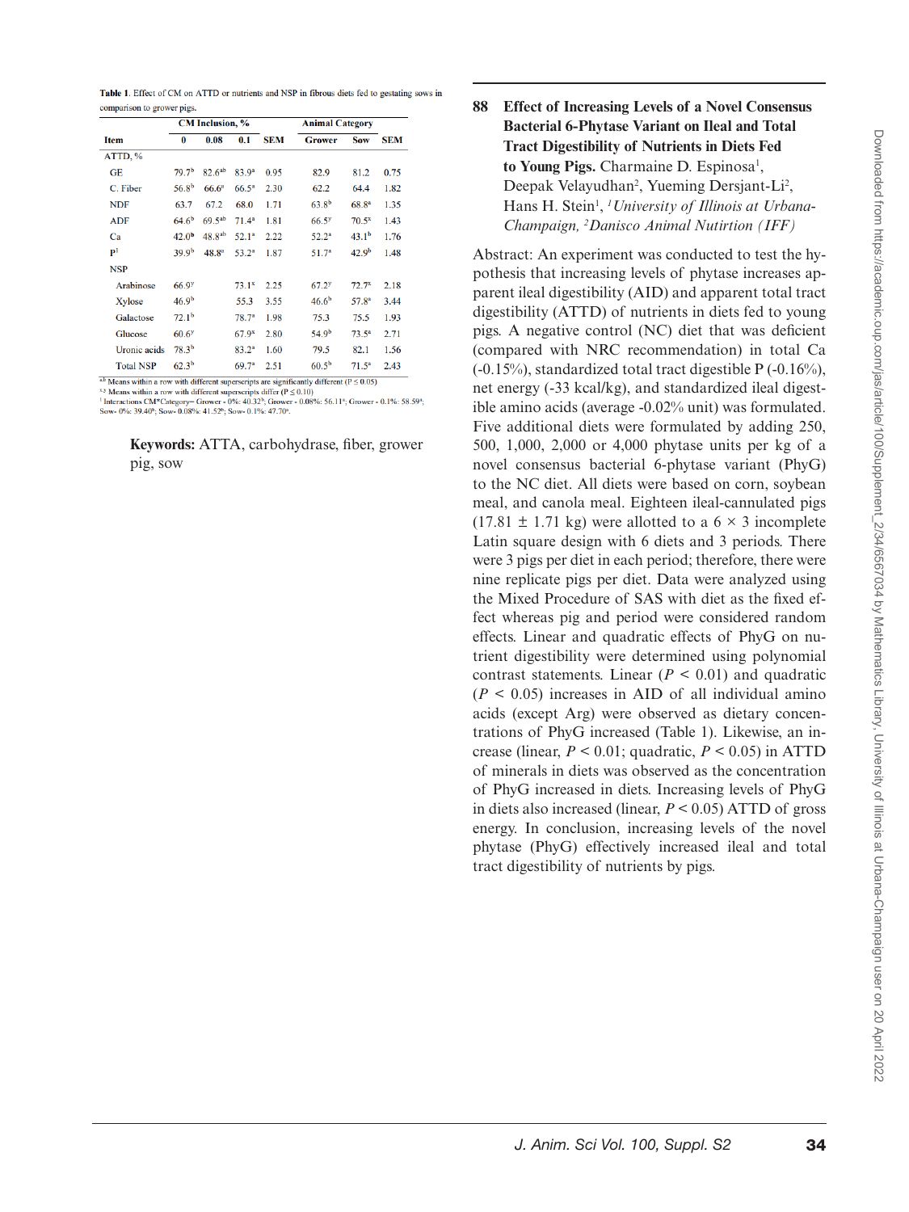**Table 1.** Effect of CM on ATTD or nutrients and NSP in fibrous diets fed to gestating sows in comparison to grower pigs.

| | CM Inclusion, % | | | | Animal Category | | |
|---|---|---|---|---|---|---|---|
| Item | 0 | 0.08 | 0.1 | SEM | Grower | Sow | SEM |
| ATTD, % | | | | | | | |
| GE | 79.7[b] | 82.6[ab] | 83.9[a] | 0.95 | 82.9 | 81.2 | 0.75 |
| C. Fiber | 56.8[b] | 66.6[a] | 66.5[a] | 2.30 | 62.2 | 64.4 | 1.82 |
| NDF | 63.7 | 67.2 | 68.0 | 1.71 | 63.8[b] | 68.8[a] | 1.35 |
| ADF | 64.6[b] | 69.5[ab] | 71.4[a] | 1.81 | 66.5[y] | 70.5[x] | 1.43 |
| Ca | 42.0[b] | 48.8[ab] | 52.1[a] | 2.22 | 52.2[a] | 43.1[b] | 1.76 |
| P[1] | 39.9[b] | 48.8[a] | 53.2[a] | 1.87 | 51.7[a] | 42.9[b] | 1.48 |
| NSP | | | | | | | |
| Arabinose | 66.9[y] | | 73.1[x] | 2.25 | 67.2[y] | 72.7[x] | 2.18 |
| Xylose | 46.9[b] | | 55.3 | 3.55 | 46.6[b] | 57.8[a] | 3.44 |
| Galactose | 72.1[b] | | 78.7[a] | 1.98 | 75.3 | 75.5 | 1.93 |
| Glucose | 60.6[y] | | 67.9[x] | 2.80 | 54.9[b] | 73.5[a] | 2.71 |
| Uronic acids | 78.3[b] | | 83.2[a] | 1.60 | 79.5 | 82.1 | 1.56 |
| Total NSP | 62.3[b] | | 69.7[a] | 2.51 | 60.5[b] | 71.5[a] | 2.43 |

[a,b] Means within a row with different superscripts are significantly different ($P \leq 0.05$)
[x,y] Means within a row with different superscripts differ ($P \leq 0.10$)
[1] Interactions CM*Category– Grower - 0%: 40.32[b]; Grower - 0.08%: 56.11[a]; Grower - 0.1%: 58.59[a]; Sow- 0%: 39.40[b]; Sow- 0.08%: 41.52[b]; Sow- 0.1%: 47.70[a].

**Keywords:** ATTA, carbohydrase, fiber, grower pig, sow

## 88 Effect of Increasing Levels of a Novel Consensus Bacterial 6-Phytase Variant on Ileal and Total Tract Digestibility of Nutrients in Diets Fed to Young Pigs.

Charmaine D. Espinosa[1], Deepak Velayudhan[2], Yueming Dersjant-Li[2], Hans H. Stein[1], [1]*University of Illinois at Urbana-Champaign*, [2]*Danisco Animal Nutrition (IFF)*

Abstract: An experiment was conducted to test the hypothesis that increasing levels of phytase increases apparent ileal digestibility (AID) and apparent total tract digestibility (ATTD) of nutrients in diets fed to young pigs. A negative control (NC) diet that was deficient (compared with NRC recommendation) in total Ca (-0.15%), standardized total tract digestible P (-0.16%), net energy (-33 kcal/kg), and standardized ileal digestible amino acids (average -0.02% unit) was formulated. Five additional diets were formulated by adding 250, 500, 1,000, 2,000 or 4,000 phytase units per kg of a novel consensus bacterial 6-phytase variant (PhyG) to the NC diet. All diets were based on corn, soybean meal, and canola meal. Eighteen ileal-cannulated pigs (17.81 ± 1.71 kg) were allotted to a 6 × 3 incomplete Latin square design with 6 diets and 3 periods. There were 3 pigs per diet in each period; therefore, there were nine replicate pigs per diet. Data were analyzed using the Mixed Procedure of SAS with diet as the fixed effect whereas pig and period were considered random effects. Linear and quadratic effects of PhyG on nutrient digestibility were determined using polynomial contrast statements. Linear ($P < 0.01$) and quadratic ($P < 0.05$) increases in AID of all individual amino acids (except Arg) were observed as dietary concentrations of PhyG increased (Table 1). Likewise, an increase (linear, $P < 0.01$; quadratic, $P < 0.05$) in ATTD of minerals in diets was observed as the concentration of PhyG increased in diets. Increasing levels of PhyG in diets also increased (linear, $P < 0.05$) ATTD of gross energy. In conclusion, increasing levels of the novel phytase (PhyG) effectively increased ileal and total tract digestibility of nutrients by pigs.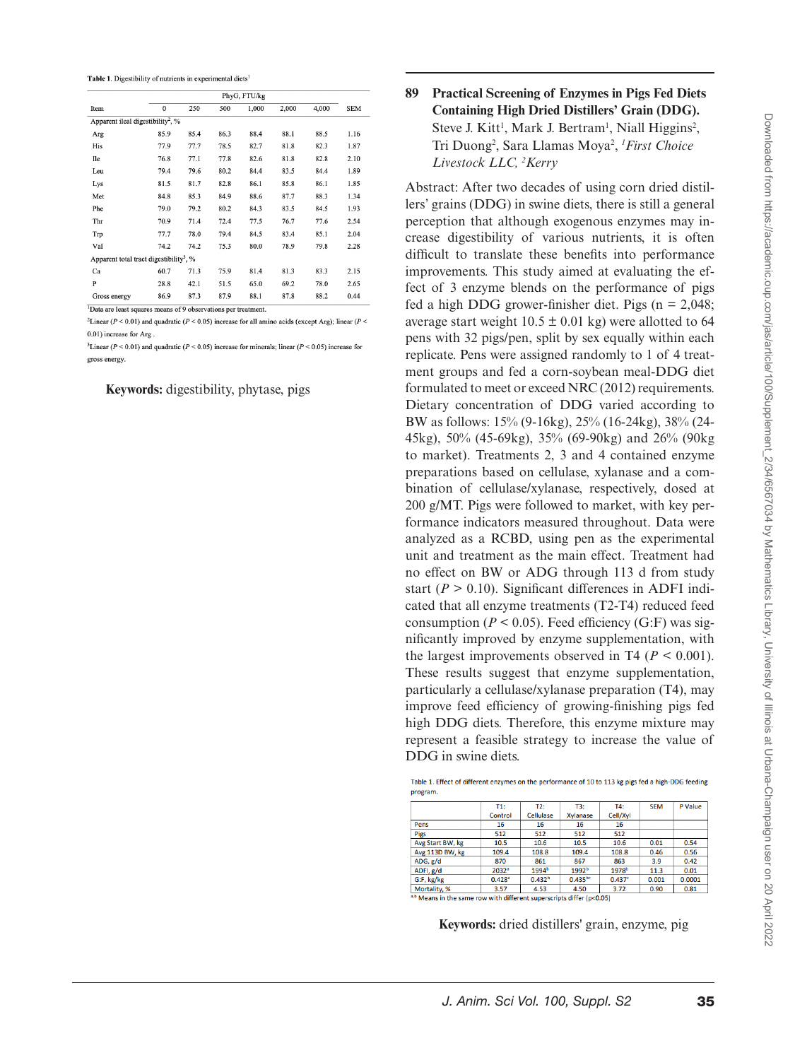**Table 1.** Digestibility of nutrients in experimental diets[1]

| Item | PhyG, FTU/kg 0 | 250 | 500 | 1,000 | 2,000 | 4,000 | SEM |
|---|---|---|---|---|---|---|---|
| Apparent ileal digestibility[2], % | | | | | | | |
| Arg | 85.9 | 85.4 | 86.3 | 88.4 | 88.1 | 88.5 | 1.16 |
| His | 77.9 | 77.7 | 78.5 | 82.7 | 81.8 | 82.3 | 1.87 |
| Ile | 76.8 | 77.1 | 77.8 | 82.6 | 81.8 | 82.8 | 2.10 |
| Leu | 79.4 | 79.6 | 80.2 | 84.4 | 83.5 | 84.4 | 1.89 |
| Lys | 81.5 | 81.7 | 82.8 | 86.1 | 85.8 | 86.1 | 1.85 |
| Met | 84.8 | 85.3 | 84.9 | 88.6 | 87.7 | 88.3 | 1.34 |
| Phe | 79.0 | 79.2 | 80.2 | 84.3 | 83.5 | 84.5 | 1.93 |
| Thr | 70.9 | 71.4 | 72.4 | 77.5 | 76.7 | 77.6 | 2.54 |
| Trp | 77.7 | 78.0 | 79.4 | 84.5 | 83.4 | 85.1 | 2.04 |
| Val | 74.2 | 74.2 | 75.3 | 80.0 | 78.9 | 79.8 | 2.28 |
| Apparent total tract digestibility[3], % | | | | | | | |
| Ca | 60.7 | 71.3 | 75.9 | 81.4 | 81.3 | 83.3 | 2.15 |
| P | 28.8 | 42.1 | 51.5 | 65.0 | 69.2 | 78.0 | 2.65 |
| Gross energy | 86.9 | 87.3 | 87.9 | 88.1 | 87.8 | 88.2 | 0.44 |

[1]Data are least squares means of 9 observations per treatment.

[2]Linear ($P < 0.01$) and quadratic ($P < 0.05$) increase for all amino acids (except Arg); linear ($P < 0.01$) increase for Arg .

[3]Linear ($P < 0.01$) and quadratic ($P < 0.05$) increase for minerals; linear ($P < 0.05$) increase for gross energy.

**Keywords:** digestibility, phytase, pigs

## 89 Practical Screening of Enzymes in Pigs Fed Diets Containing High Dried Distillers' Grain (DDG).

Steve J. Kitt[1], Mark J. Bertram[1], Niall Higgins[2], Tri Duong[2], Sara Llamas Moya[2], [1]*First Choice Livestock LLC*, [2]*Kerry*

Abstract: After two decades of using corn dried distillers' grains (DDG) in swine diets, there is still a general perception that although exogenous enzymes may increase digestibility of various nutrients, it is often difficult to translate these benefits into performance improvements. This study aimed at evaluating the effect of 3 enzyme blends on the performance of pigs fed a high DDG grower-finisher diet. Pigs (n = 2,048; average start weight 10.5 ± 0.01 kg) were allotted to 64 pens with 32 pigs/pen, split by sex equally within each replicate. Pens were assigned randomly to 1 of 4 treatment groups and fed a corn-soybean meal-DDG diet formulated to meet or exceed NRC (2012) requirements. Dietary concentration of DDG varied according to BW as follows: 15% (9-16kg), 25% (16-24kg), 38% (24-45kg), 50% (45-69kg), 35% (69-90kg) and 26% (90kg to market). Treatments 2, 3 and 4 contained enzyme preparations based on cellulase, xylanase and a combination of cellulase/xylanase, respectively, dosed at 200 g/MT. Pigs were followed to market, with key performance indicators measured throughout. Data were analyzed as a RCBD, using pen as the experimental unit and treatment as the main effect. Treatment had no effect on BW or ADG through 113 d from study start ($P > 0.10$). Significant differences in ADFI indicated that all enzyme treatments (T2-T4) reduced feed consumption ($P < 0.05$). Feed efficiency (G:F) was significantly improved by enzyme supplementation, with the largest improvements observed in T4 ($P < 0.001$). These results suggest that enzyme supplementation, particularly a cellulase/xylanase preparation (T4), may improve feed efficiency of growing-finishing pigs fed high DDG diets. Therefore, this enzyme mixture may represent a feasible strategy to increase the value of DDG in swine diets.

Table 1. Effect of different enzymes on the performance of 10 to 113 kg pigs fed a high-DDG feeding program.

| | T1: Control | T2: Cellulase | T3: Xylanase | T4: Cell/Xyl | SEM | P Value |
|---|---|---|---|---|---|---|
| Pens | 16 | 16 | 16 | 16 | | |
| Pigs | 512 | 512 | 512 | 512 | | |
| Avg Start BW, kg | 10.5 | 10.6 | 10.5 | 10.6 | 0.01 | 0.54 |
| Avg 113D BW, kg | 109.4 | 108.8 | 109.4 | 108.8 | 0.46 | 0.56 |
| ADG, g/d | 870 | 861 | 867 | 863 | 3.9 | 0.42 |
| ADFI, g/d | 2032[a] | 1994[b] | 1992[b] | 1978[b] | 11.3 | 0.01 |
| G:F, kg/kg | 0.428[a] | 0.432[b] | 0.435[bc] | 0.437[c] | 0.001 | 0.0001 |
| Mortality, % | 3.57 | 4.53 | 4.50 | 3.72 | 0.90 | 0.81 |

[a,b] Means in the same row with different superscripts differ (p<0.05)

**Keywords:** dried distillers' grain, enzyme, pig